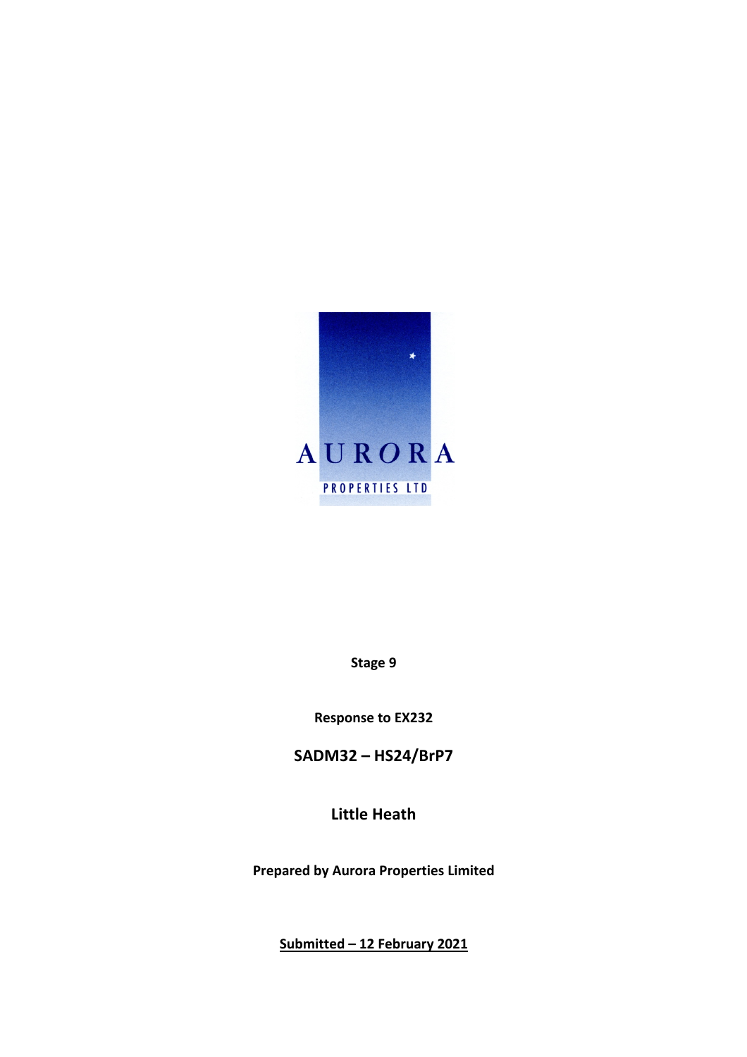AURORA

PROPERTIES LTD

**Stage 9**

**Response to EX232**

## SADM32 – HS24/BrP7

## Little Heath

**Prepared by Aurora Properties Limited**

**Submitted – 12 February 2021**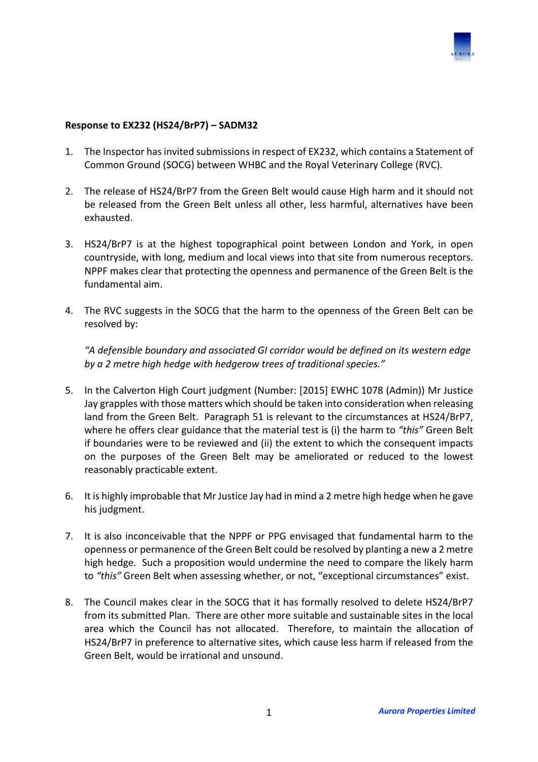**Response to EX232 (HS24/BrP7) – SADM32**

1. The Inspector has invited submissions in respect of EX232, which contains a Statement of Common Ground (SOCG) between WHBC and the Royal Veterinary College (RVC).

2. The release of HS24/BrP7 from the Green Belt would cause High harm and it should not be released from the Green Belt unless all other, less harmful, alternatives have been exhausted.

3. HS24/BrP7 is at the highest topographical point between London and York, in open countryside, with long, medium and local views into that site from numerous receptors. NPPF makes clear that protecting the openness and permanence of the Green Belt is the fundamental aim.

4. The RVC suggests in the SOCG that the harm to the openness of the Green Belt can be resolved by:

   *"A defensible boundary and associated GI corridor would be defined on its western edge by a 2 metre high hedge with hedgerow trees of traditional species."*

5. In the Calverton High Court judgment (Number: [2015] EWHC 1078 (Admin)) Mr Justice Jay grapples with those matters which should be taken into consideration when releasing land from the Green Belt. Paragraph 51 is relevant to the circumstances at HS24/BrP7, where he offers clear guidance that the material test is (i) the harm to *"this"* Green Belt if boundaries were to be reviewed and (ii) the extent to which the consequent impacts on the purposes of the Green Belt may be ameliorated or reduced to the lowest reasonably practicable extent.

6. It is highly improbable that Mr Justice Jay had in mind a 2 metre high hedge when he gave his judgment.

7. It is also inconceivable that the NPPF or PPG envisaged that fundamental harm to the openness or permanence of the Green Belt could be resolved by planting a new a 2 metre high hedge. Such a proposition would undermine the need to compare the likely harm to *"this"* Green Belt when assessing whether, or not, "exceptional circumstances" exist.

8. The Council makes clear in the SOCG that it has formally resolved to delete HS24/BrP7 from its submitted Plan. There are other more suitable and sustainable sites in the local area which the Council has not allocated. Therefore, to maintain the allocation of HS24/BrP7 in preference to alternative sites, which cause less harm if released from the Green Belt, would be irrational and unsound.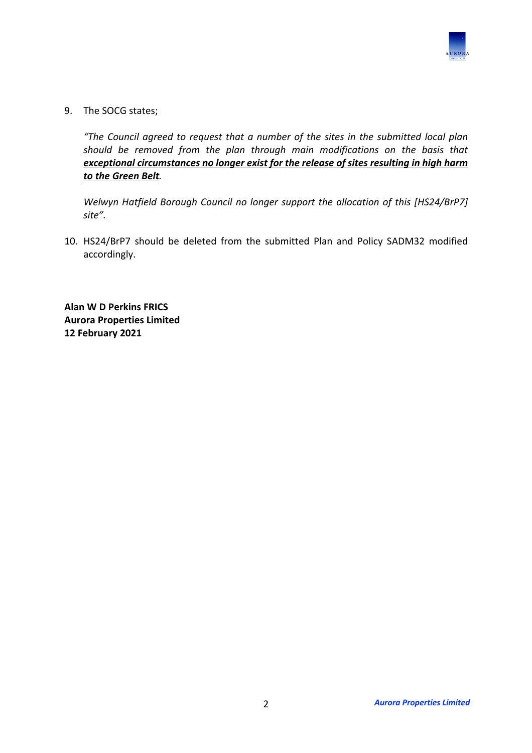9. The SOCG states;

   *"The Council agreed to request that a number of the sites in the submitted local plan should be removed from the plan through main modifications on the basis that **exceptional circumstances no longer exist for the release of sites resulting in high harm to the Green Belt**.*

   *Welwyn Hatfield Borough Council no longer support the allocation of this [HS24/BrP7] site".*

10. HS24/BrP7 should be deleted from the submitted Plan and Policy SADM32 modified accordingly.

**Alan W D Perkins FRICS**
**Aurora Properties Limited**
**12 February 2021**